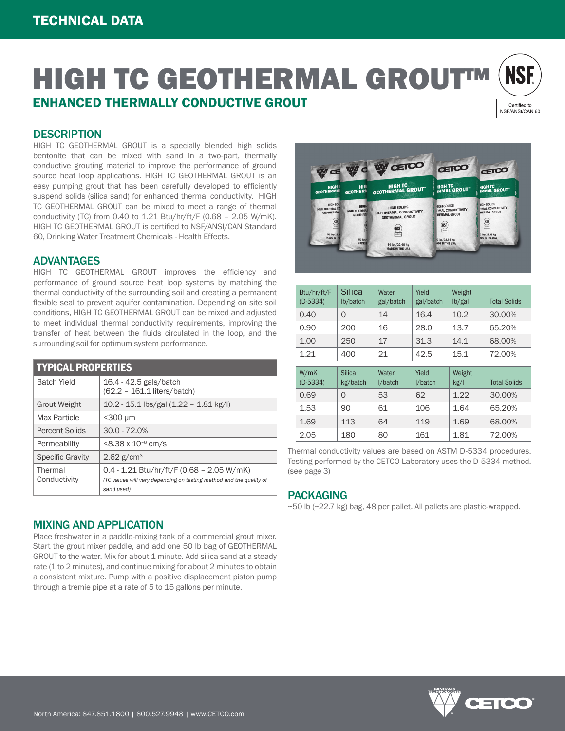TECHNICAL DATA

# HIGH TC GEOTHERMAL GROUT™

## ENHANCED THERMALLY CONDUCTIVE GROUT

Certified to NSF/ANSI/CAN 60

## DESCRIPTION

HIGH TC GEOTHERMAL GROUT is a specially blended high solids bentonite that can be mixed with sand in a two-part, thermally conductive grouting material to improve the performance of ground source heat loop applications. HIGH TC GEOTHERMAL GROUT is an easy pumping grout that has been carefully developed to efficiently suspend solids (silica sand) for enhanced thermal conductivity. HIGH TC GEOTHERMAL GROUT can be mixed to meet a range of thermal conductivity (TC) from 0.40 to 1.21 Btu/hr/ft/F (0.68 – 2.05 W/mK). HIGH TC GEOTHERMAL GROUT is certified to NSF/ANSI/CAN Standard 60, Drinking Water Treatment Chemicals - Health Effects.

## ADVANTAGES

HIGH TC GEOTHERMAL GROUT improves the efficiency and performance of ground source heat loop systems by matching the thermal conductivity of the surrounding soil and creating a permanent flexible seal to prevent aquifer contamination. Depending on site soil conditions, HIGH TC GEOTHERMAL GROUT can be mixed and adjusted to meet individual thermal conductivity requirements, improving the transfer of heat between the fluids circulated in the loop, and the surrounding soil for optimum system performance.

| TYPICAL PROPERTIES | |
|---|---|
| Batch Yield | 16.4 - 42.5 gals/batch (62.2 – 161.1 liters/batch) |
| Grout Weight | 10.2 - 15.1 lbs/gal (1.22 – 1.81 kg/l) |
| Max Particle | <300 μm |
| Percent Solids | 30.0 - 72.0% |
| Permeability | $<8.38 \times 10^{-8}$ cm/s |
| Specific Gravity | 2.62 g/cm³ |
| Thermal Conductivity | 0.4 - 1.21 Btu/hr/ft/F (0.68 – 2.05 W/mK) *(TC values will vary depending on testing method and the quality of sand used)* |

## MIXING AND APPLICATION

Place freshwater in a paddle-mixing tank of a commercial grout mixer. Start the grout mixer paddle, and add one 50 lb bag of GEOTHERMAL GROUT to the water. Mix for about 1 minute. Add silica sand at a steady rate (1 to 2 minutes), and continue mixing for about 2 minutes to obtain a consistent mixture. Pump with a positive displacement piston pump through a tremie pipe at a rate of 5 to 15 gallons per minute.

| Btu/hr/ft/F (D-5334) | Silica lb/batch | Water gal/batch | Yield gal/batch | Weight lb/gal | Total Solids |
|---|---|---|---|---|---|
| 0.40 | 0 | 14 | 16.4 | 10.2 | 30.00% |
| 0.90 | 200 | 16 | 28.0 | 13.7 | 65.20% |
| 1.00 | 250 | 17 | 31.3 | 14.1 | 68.00% |
| 1.21 | 400 | 21 | 42.5 | 15.1 | 72.00% |

| W/mK (D-5334) | Silica kg/batch | Water l/batch | Yield l/batch | Weight kg/l | Total Solids |
|---|---|---|---|---|---|
| 0.69 | 0 | 53 | 62 | 1.22 | 30.00% |
| 1.53 | 90 | 61 | 106 | 1.64 | 65.20% |
| 1.69 | 113 | 64 | 119 | 1.69 | 68.00% |
| 2.05 | 180 | 80 | 161 | 1.81 | 72.00% |

Thermal conductivity values are based on ASTM D-5334 procedures. Testing performed by the CETCO Laboratory uses the D-5334 method. (see page 3)

## PACKAGING

~50 lb (~22.7 kg) bag, 48 per pallet. All pallets are plastic-wrapped.

North America: 847.851.1800 | 800.527.9948 | www.CETCO.com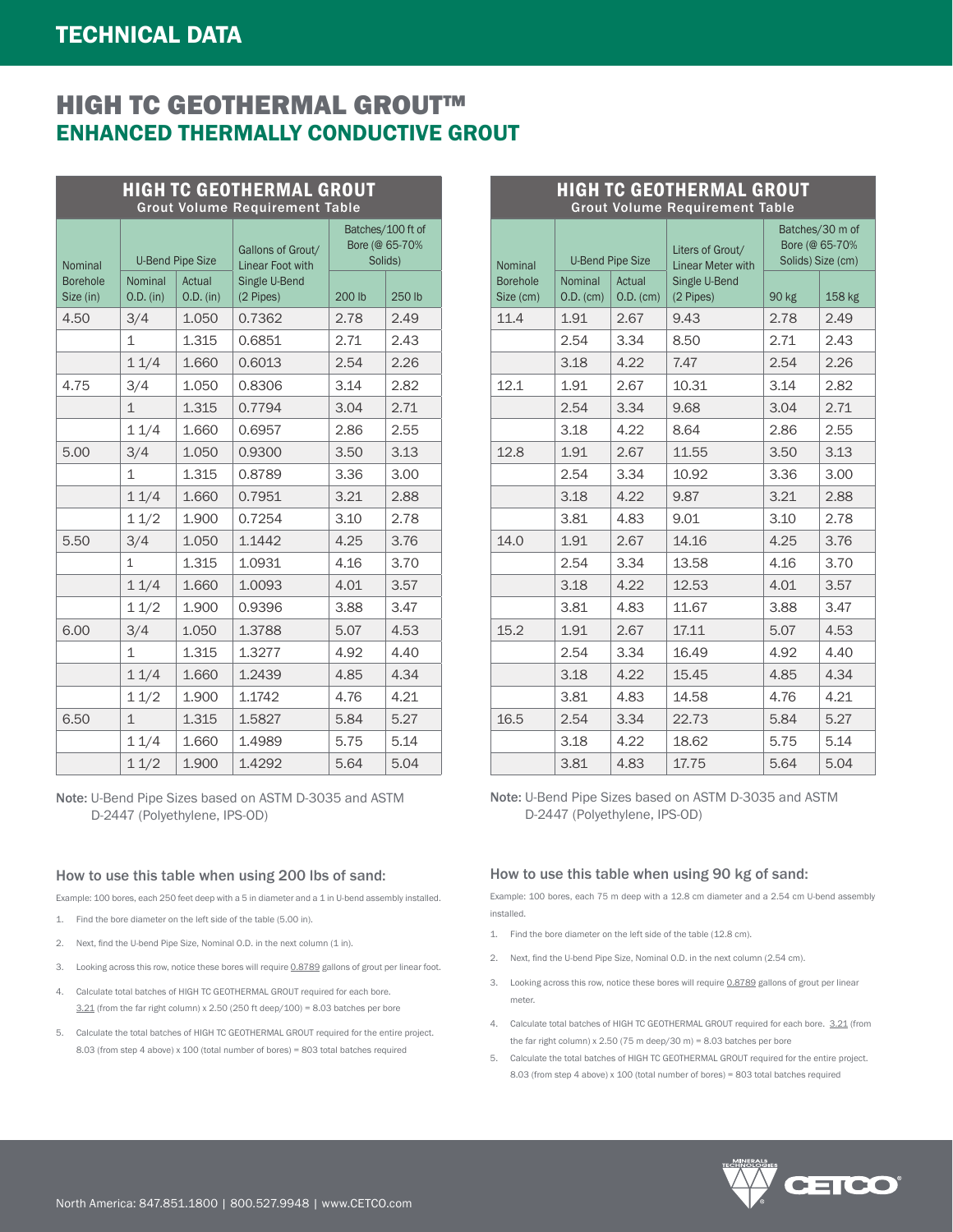# TECHNICAL DATA

# HIGH TC GEOTHERMAL GROUT™

## ENHANCED THERMALLY CONDUCTIVE GROUT

### HIGH TC GEOTHERMAL GROUT
Grout Volume Requirement Table

| Nominal Borehole Size (in) | U-Bend Pipe Size | | Gallons of Grout/ Linear Foot with Single U-Bend (2 Pipes) | Batches/100 ft of Bore (@ 65-70% Solids) | |
|---|---|---|---|---|---|
| | Nominal O.D. (in) | Actual O.D. (in) | | 200 lb | 250 lb |
| 4.50 | 3/4 | 1.050 | 0.7362 | 2.78 | 2.49 |
| | 1 | 1.315 | 0.6851 | 2.71 | 2.43 |
| | 1 1/4 | 1.660 | 0.6013 | 2.54 | 2.26 |
| 4.75 | 3/4 | 1.050 | 0.8306 | 3.14 | 2.82 |
| | 1 | 1.315 | 0.7794 | 3.04 | 2.71 |
| | 1 1/4 | 1.660 | 0.6957 | 2.86 | 2.55 |
| 5.00 | 3/4 | 1.050 | 0.9300 | 3.50 | 3.13 |
| | 1 | 1.315 | 0.8789 | 3.36 | 3.00 |
| | 1 1/4 | 1.660 | 0.7951 | 3.21 | 2.88 |
| | 1 1/2 | 1.900 | 0.7254 | 3.10 | 2.78 |
| 5.50 | 3/4 | 1.050 | 1.1442 | 4.25 | 3.76 |
| | 1 | 1.315 | 1.0931 | 4.16 | 3.70 |
| | 1 1/4 | 1.660 | 1.0093 | 4.01 | 3.57 |
| | 1 1/2 | 1.900 | 0.9396 | 3.88 | 3.47 |
| 6.00 | 3/4 | 1.050 | 1.3788 | 5.07 | 4.53 |
| | 1 | 1.315 | 1.3277 | 4.92 | 4.40 |
| | 1 1/4 | 1.660 | 1.2439 | 4.85 | 4.34 |
| | 1 1/2 | 1.900 | 1.1742 | 4.76 | 4.21 |
| 6.50 | 1 | 1.315 | 1.5827 | 5.84 | 5.27 |
| | 1 1/4 | 1.660 | 1.4989 | 5.75 | 5.14 |
| | 1 1/2 | 1.900 | 1.4292 | 5.64 | 5.04 |

**Note:** U-Bend Pipe Sizes based on ASTM D-3035 and ASTM D-2447 (Polyethylene, IPS-OD)

### How to use this table when using 200 lbs of sand:

Example: 100 bores, each 250 feet deep with a 5 in diameter and a 1 in U-bend assembly installed.

1. Find the bore diameter on the left side of the table (5.00 in).
2. Next, find the U-bend Pipe Size, Nominal O.D. in the next column (1 in).
3. Looking across this row, notice these bores will require 0.8789 gallons of grout per linear foot.
4. Calculate total batches of HIGH TC GEOTHERMAL GROUT required for each bore. 3.21 (from the far right column) x 2.50 (250 ft deep/100) = 8.03 batches per bore
5. Calculate the total batches of HIGH TC GEOTHERMAL GROUT required for the entire project. 8.03 (from step 4 above) x 100 (total number of bores) = 803 total batches required

### HIGH TC GEOTHERMAL GROUT
Grout Volume Requirement Table

| Nominal Borehole Size (cm) | U-Bend Pipe Size | | Liters of Grout/ Linear Meter with Single U-Bend (2 Pipes) | Batches/30 m of Bore (@ 65-70% Solids) Size (cm) | |
|---|---|---|---|---|---|
| | Nominal O.D. (cm) | Actual O.D. (cm) | | 90 kg | 158 kg |
| 11.4 | 1.91 | 2.67 | 9.43 | 2.78 | 2.49 |
| | 2.54 | 3.34 | 8.50 | 2.71 | 2.43 |
| | 3.18 | 4.22 | 7.47 | 2.54 | 2.26 |
| 12.1 | 1.91 | 2.67 | 10.31 | 3.14 | 2.82 |
| | 2.54 | 3.34 | 9.68 | 3.04 | 2.71 |
| | 3.18 | 4.22 | 8.64 | 2.86 | 2.55 |
| 12.8 | 1.91 | 2.67 | 11.55 | 3.50 | 3.13 |
| | 2.54 | 3.34 | 10.92 | 3.36 | 3.00 |
| | 3.18 | 4.22 | 9.87 | 3.21 | 2.88 |
| | 3.81 | 4.83 | 9.01 | 3.10 | 2.78 |
| 14.0 | 1.91 | 2.67 | 14.16 | 4.25 | 3.76 |
| | 2.54 | 3.34 | 13.58 | 4.16 | 3.70 |
| | 3.18 | 4.22 | 12.53 | 4.01 | 3.57 |
| | 3.81 | 4.83 | 11.67 | 3.88 | 3.47 |
| 15.2 | 1.91 | 2.67 | 17.11 | 5.07 | 4.53 |
| | 2.54 | 3.34 | 16.49 | 4.92 | 4.40 |
| | 3.18 | 4.22 | 15.45 | 4.85 | 4.34 |
| | 3.81 | 4.83 | 14.58 | 4.76 | 4.21 |
| 16.5 | 2.54 | 3.34 | 22.73 | 5.84 | 5.27 |
| | 3.18 | 4.22 | 18.62 | 5.75 | 5.14 |
| | 3.81 | 4.83 | 17.75 | 5.64 | 5.04 |

**Note:** U-Bend Pipe Sizes based on ASTM D-3035 and ASTM D-2447 (Polyethylene, IPS-OD)

### How to use this table when using 90 kg of sand:

Example: 100 bores, each 75 m deep with a 12.8 cm diameter and a 2.54 cm U-bend assembly installed.

1. Find the bore diameter on the left side of the table (12.8 cm).
2. Next, find the U-bend Pipe Size, Nominal O.D. in the next column (2.54 cm).
3. Looking across this row, notice these bores will require 0.8789 gallons of grout per linear meter.
4. Calculate total batches of HIGH TC GEOTHERMAL GROUT required for each bore. 3.21 (from the far right column) x 2.50 (75 m deep/30 m) = 8.03 batches per bore
5. Calculate the total batches of HIGH TC GEOTHERMAL GROUT required for the entire project. 8.03 (from step 4 above) x 100 (total number of bores) = 803 total batches required

North America: 847.851.1800 | 800.527.9948 | www.CETCO.com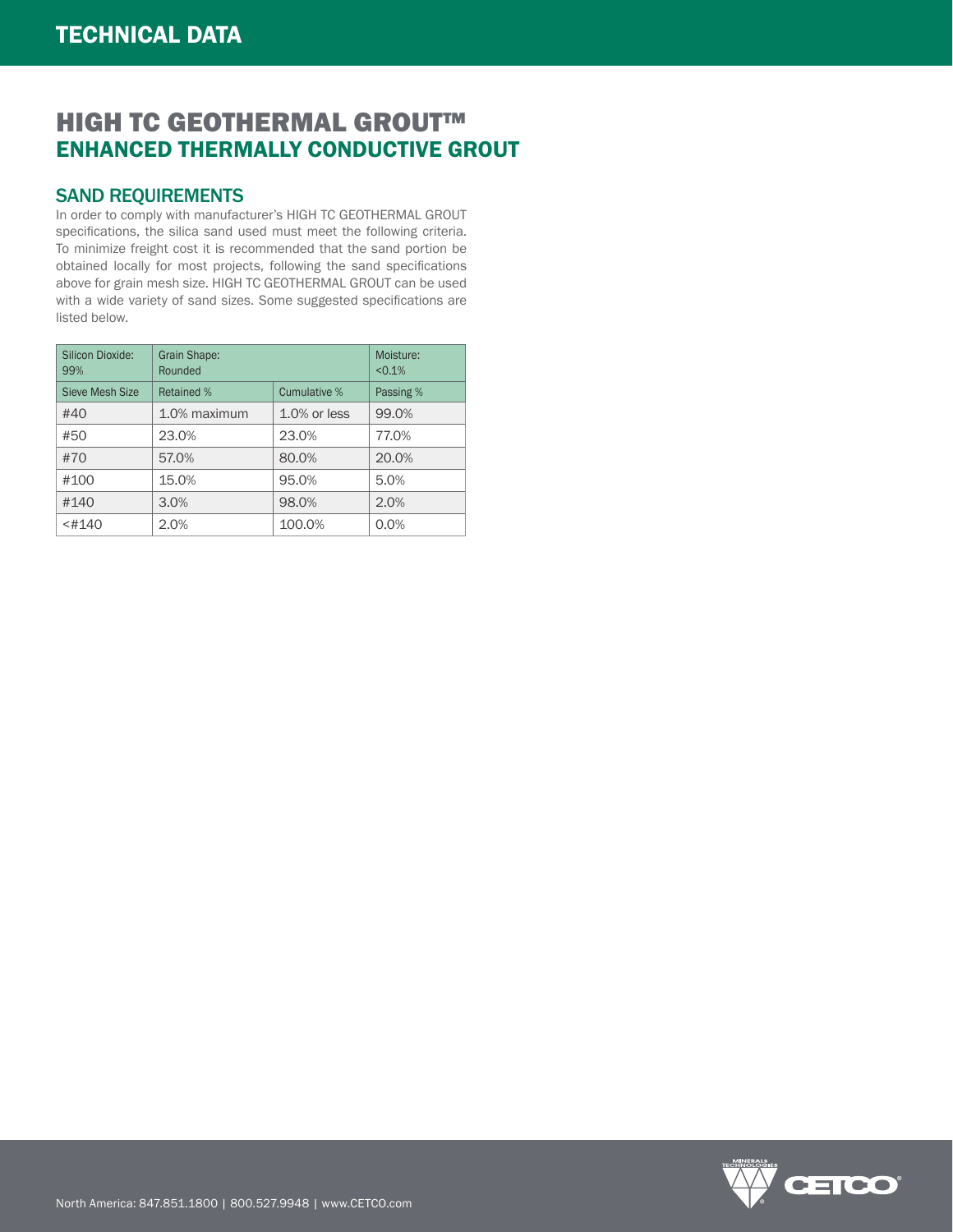# HIGH TC GEOTHERMAL GROUT™
## ENHANCED THERMALLY CONDUCTIVE GROUT

### SAND REQUIREMENTS

In order to comply with manufacturer's HIGH TC GEOTHERMAL GROUT specifications, the silica sand used must meet the following criteria. To minimize freight cost it is recommended that the sand portion be obtained locally for most projects, following the sand specifications above for grain mesh size. HIGH TC GEOTHERMAL GROUT can be used with a wide variety of sand sizes. Some suggested specifications are listed below.

| Silicon Dioxide: 99% | Grain Shape: Rounded | | Moisture: <0.1% |
|---|---|---|---|
| Sieve Mesh Size | Retained % | Cumulative % | Passing % |
| #40 | 1.0% maximum | 1.0% or less | 99.0% |
| #50 | 23.0% | 23.0% | 77.0% |
| #70 | 57.0% | 80.0% | 20.0% |
| #100 | 15.0% | 95.0% | 5.0% |
| #140 | 3.0% | 98.0% | 2.0% |
| <#140 | 2.0% | 100.0% | 0.0% |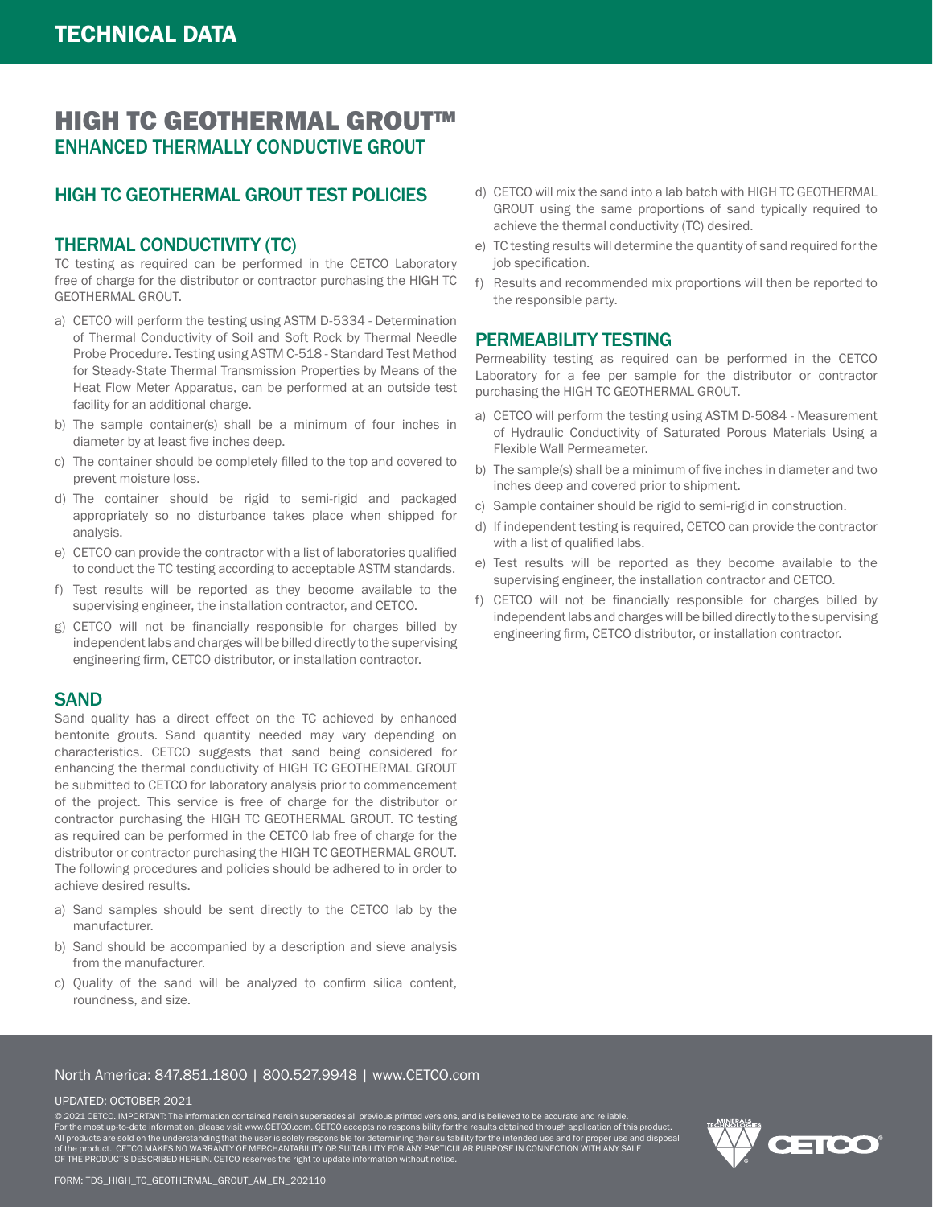TECHNICAL DATA

# HIGH TC GEOTHERMAL GROUT™

## ENHANCED THERMALLY CONDUCTIVE GROUT

## HIGH TC GEOTHERMAL GROUT TEST POLICIES

### THERMAL CONDUCTIVITY (TC)

TC testing as required can be performed in the CETCO Laboratory free of charge for the distributor or contractor purchasing the HIGH TC GEOTHERMAL GROUT.

a) CETCO will perform the testing using ASTM D-5334 - Determination of Thermal Conductivity of Soil and Soft Rock by Thermal Needle Probe Procedure. Testing using ASTM C-518 - Standard Test Method for Steady-State Thermal Transmission Properties by Means of the Heat Flow Meter Apparatus, can be performed at an outside test facility for an additional charge.

b) The sample container(s) shall be a minimum of four inches in diameter by at least five inches deep.

c) The container should be completely filled to the top and covered to prevent moisture loss.

d) The container should be rigid to semi-rigid and packaged appropriately so no disturbance takes place when shipped for analysis.

e) CETCO can provide the contractor with a list of laboratories qualified to conduct the TC testing according to acceptable ASTM standards.

f) Test results will be reported as they become available to the supervising engineer, the installation contractor, and CETCO.

g) CETCO will not be financially responsible for charges billed by independent labs and charges will be billed directly to the supervising engineering firm, CETCO distributor, or installation contractor.

### SAND

Sand quality has a direct effect on the TC achieved by enhanced bentonite grouts. Sand quantity needed may vary depending on characteristics. CETCO suggests that sand being considered for enhancing the thermal conductivity of HIGH TC GEOTHERMAL GROUT be submitted to CETCO for laboratory analysis prior to commencement of the project. This service is free of charge for the distributor or contractor purchasing the HIGH TC GEOTHERMAL GROUT. TC testing as required can be performed in the CETCO lab free of charge for the distributor or contractor purchasing the HIGH TC GEOTHERMAL GROUT. The following procedures and policies should be adhered to in order to achieve desired results.

a) Sand samples should be sent directly to the CETCO lab by the manufacturer.

b) Sand should be accompanied by a description and sieve analysis from the manufacturer.

c) Quality of the sand will be analyzed to confirm silica content, roundness, and size.

d) CETCO will mix the sand into a lab batch with HIGH TC GEOTHERMAL GROUT using the same proportions of sand typically required to achieve the thermal conductivity (TC) desired.

e) TC testing results will determine the quantity of sand required for the job specification.

f) Results and recommended mix proportions will then be reported to the responsible party.

### PERMEABILITY TESTING

Permeability testing as required can be performed in the CETCO Laboratory for a fee per sample for the distributor or contractor purchasing the HIGH TC GEOTHERMAL GROUT.

a) CETCO will perform the testing using ASTM D-5084 - Measurement of Hydraulic Conductivity of Saturated Porous Materials Using a Flexible Wall Permeameter.

b) The sample(s) shall be a minimum of five inches in diameter and two inches deep and covered prior to shipment.

c) Sample container should be rigid to semi-rigid in construction.

d) If independent testing is required, CETCO can provide the contractor with a list of qualified labs.

e) Test results will be reported as they become available to the supervising engineer, the installation contractor and CETCO.

f) CETCO will not be financially responsible for charges billed by independent labs and charges will be billed directly to the supervising engineering firm, CETCO distributor, or installation contractor.

North America: 847.851.1800 | 800.527.9948 | www.CETCO.com

UPDATED: OCTOBER 2021

© 2021 CETCO. IMPORTANT: The information contained herein supersedes all previous printed versions, and is believed to be accurate and reliable. For the most up-to-date information, please visit www.CETCO.com. CETCO accepts no responsibility for the results obtained through application of this product. All products are sold on the understanding that the user is solely responsible for determining their suitability for the intended use and for proper use and disposal of the product. CETCO MAKES NO WARRANTY OF MERCHANTABILITY OR SUITABILITY FOR ANY PARTICULAR PURPOSE IN CONNECTION WITH ANY SALE OF THE PRODUCTS DESCRIBED HEREIN. CETCO reserves the right to update information without notice.

FORM: TDS_HIGH_TC_GEOTHERMAL_GROUT_AM_EN_202110